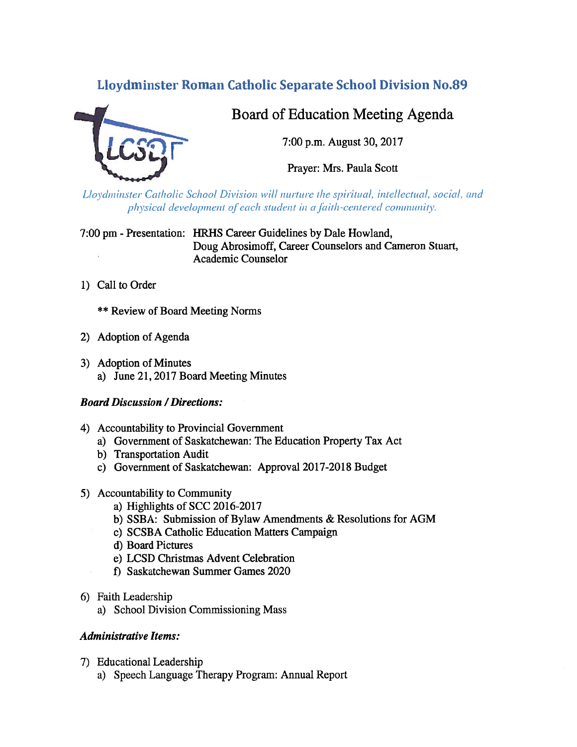# Lloydminster Roman Catholic Separate School Division No.89

## Board of Education Meeting Agenda

7:00 p.m. August 30, 2017

Prayer: Mrs. Paula Scott

*Lloydminster Catholic School Division will nurture the spiritual, intellectual, social, and physical development of each student in a faith-centered community.*

7:00 pm - Presentation: HRHS Career Guidelines by Dale Howland, Doug Abrosimoff, Career Counselors and Cameron Stuart, Academic Counselor

1) Call to Order

   ** Review of Board Meeting Norms

2) Adoption of Agenda

3) Adoption of Minutes
   a) June 21, 2017 Board Meeting Minutes

***Board Discussion / Directions:***

4) Accountability to Provincial Government
   a) Government of Saskatchewan: The Education Property Tax Act
   b) Transportation Audit
   c) Government of Saskatchewan: Approval 2017-2018 Budget

5) Accountability to Community
   a) Highlights of SCC 2016-2017
   b) SSBA: Submission of Bylaw Amendments & Resolutions for AGM
   c) SCSBA Catholic Education Matters Campaign
   d) Board Pictures
   e) LCSD Christmas Advent Celebration
   f) Saskatchewan Summer Games 2020

6) Faith Leadership
   a) School Division Commissioning Mass

***Administrative Items:***

7) Educational Leadership
   a) Speech Language Therapy Program: Annual Report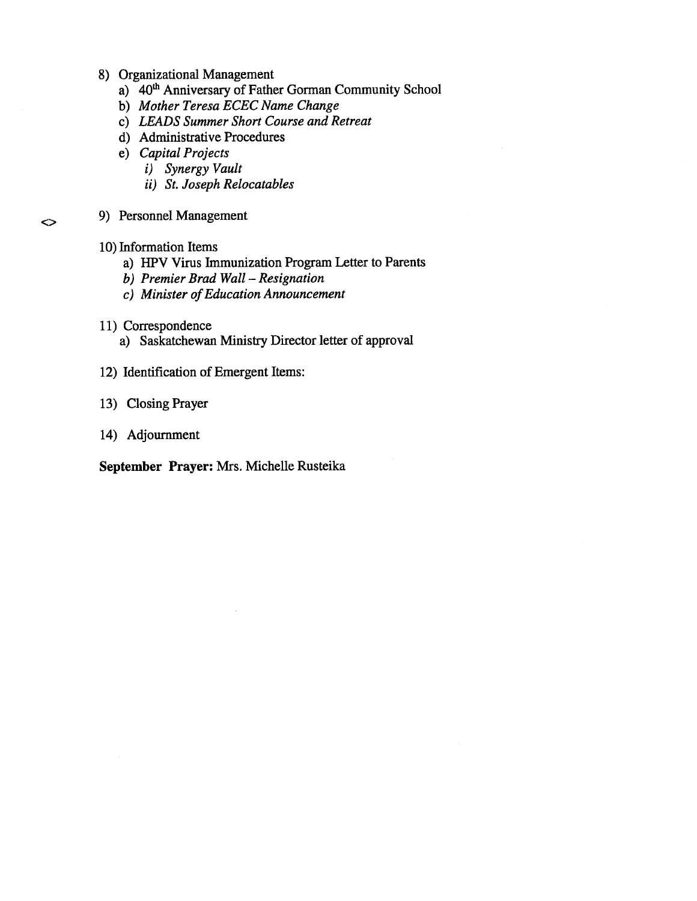8) Organizational Management
   a) 40th Anniversary of Father Gorman Community School
   b) *Mother Teresa ECEC Name Change*
   c) *LEADS Summer Short Course and Retreat*
   d) Administrative Procedures
   e) *Capital Projects*
      i) *Synergy Vault*
      ii) *St. Joseph Relocatables*

<> 9) Personnel Management

10) Information Items
   a) HPV Virus Immunization Program Letter to Parents
   b) *Premier Brad Wall – Resignation*
   c) *Minister of Education Announcement*

11) Correspondence
   a) Saskatchewan Ministry Director letter of approval

12) Identification of Emergent Items:

13) Closing Prayer

14) Adjournment

**September Prayer:** Mrs. Michelle Rusteika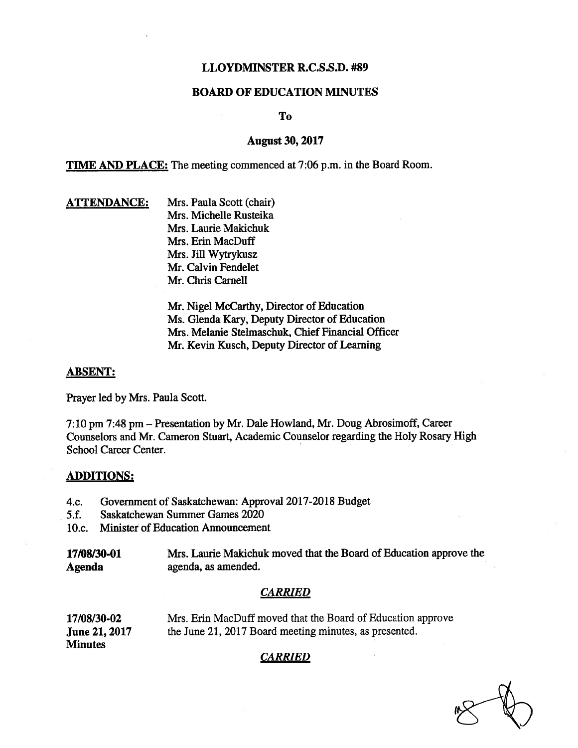**LLOYDMINSTER R.C.S.S.D. #89**

**BOARD OF EDUCATION MINUTES**

**To**

**August 30, 2017**

**TIME AND PLACE:** The meeting commenced at 7:06 p.m. in the Board Room.

**ATTENDANCE:**

Mrs. Paula Scott (chair)
Mrs. Michelle Rusteika
Mrs. Laurie Makichuk
Mrs. Erin MacDuff
Mrs. Jill Wytrykusz
Mr. Calvin Fendelet
Mr. Chris Carnell

Mr. Nigel McCarthy, Director of Education
Ms. Glenda Kary, Deputy Director of Education
Mrs. Melanie Stelmaschuk, Chief Financial Officer
Mr. Kevin Kusch, Deputy Director of Learning

**ABSENT:**

Prayer led by Mrs. Paula Scott.

7:10 pm 7:48 pm – Presentation by Mr. Dale Howland, Mr. Doug Abrosimoff, Career Counselors and Mr. Cameron Stuart, Academic Counselor regarding the Holy Rosary High School Career Center.

**ADDITIONS:**

4.c. Government of Saskatchewan: Approval 2017-2018 Budget
5.f. Saskatchewan Summer Games 2020
10.c. Minister of Education Announcement

**17/08/30-01**
**Agenda**

Mrs. Laurie Makichuk moved that the Board of Education approve the agenda, as amended.

***CARRIED***

**17/08/30-02**
**June 21, 2017**
**Minutes**

Mrs. Erin MacDuff moved that the Board of Education approve the June 21, 2017 Board meeting minutes, as presented.

***CARRIED***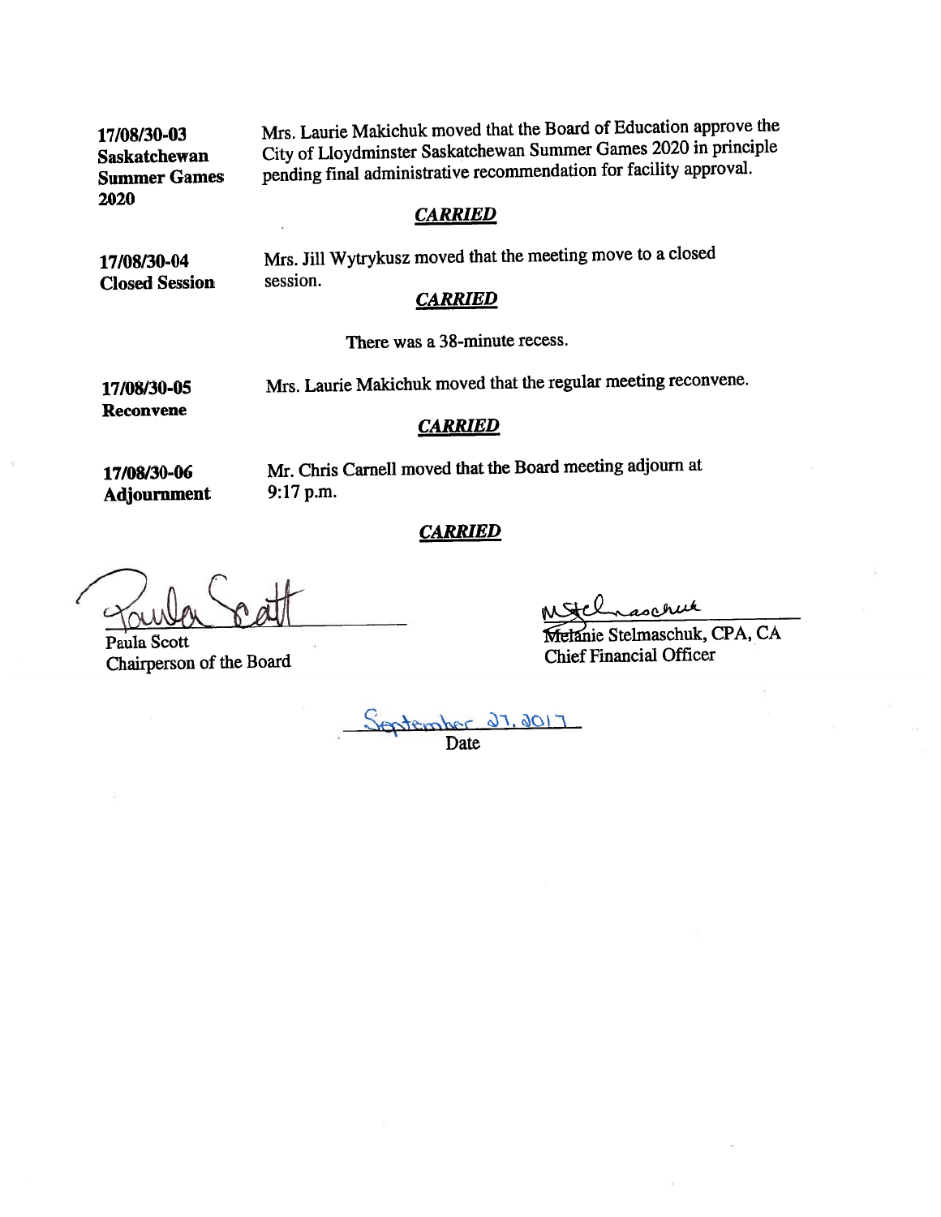**17/08/30-03**
**Saskatchewan Summer Games 2020**

Mrs. Laurie Makichuk moved that the Board of Education approve the City of Lloydminster Saskatchewan Summer Games 2020 in principle pending final administrative recommendation for facility approval.

***CARRIED***

**17/08/30-04**
**Closed Session**

Mrs. Jill Wytrykusz moved that the meeting move to a closed session.

***CARRIED***

There was a 38-minute recess.

**17/08/30-05**
**Reconvene**

Mrs. Laurie Makichuk moved that the regular meeting reconvene.

***CARRIED***

**17/08/30-06**
**Adjournment**

Mr. Chris Carnell moved that the Board meeting adjourn at 9:17 p.m.

***CARRIED***

Paula Scott
Chairperson of the Board

Melanie Stelmaschuk, CPA, CA
Chief Financial Officer

September 27, 2017
Date